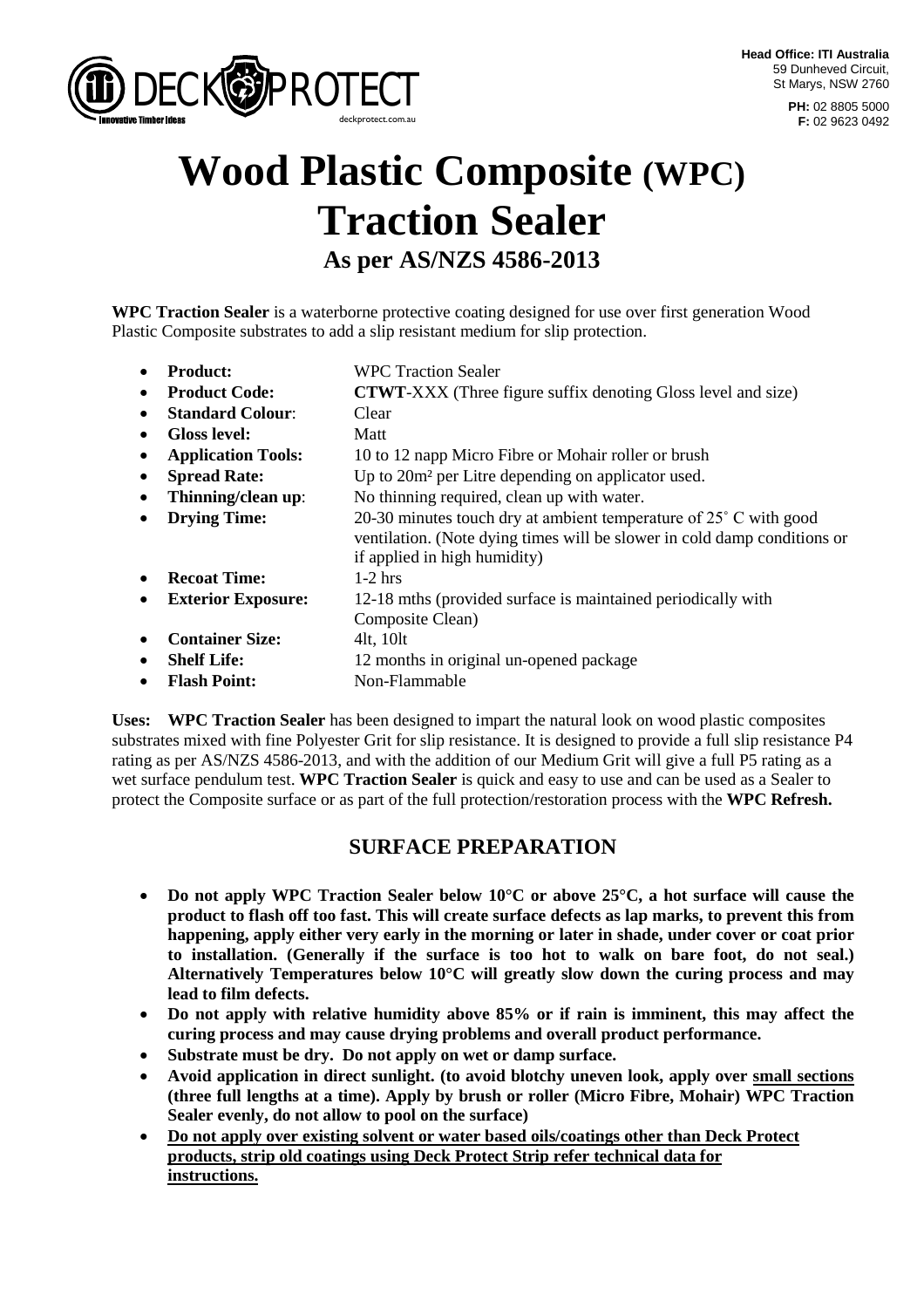**Head Office: ITI Australia**
59 Dunheved Circuit,
St Marys, NSW 2760

**PH:** 02 8805 5000
**F:** 02 9623 0492

# Wood Plastic Composite (WPC) Traction Sealer

## As per AS/NZS 4586-2013

**WPC Traction Sealer** is a waterborne protective coating designed for use over first generation Wood Plastic Composite substrates to add a slip resistant medium for slip protection.

- **Product:** WPC Traction Sealer
- **Product Code:** **CTWT**-XXX (Three figure suffix denoting Gloss level and size)
- **Standard Colour**: Clear
- **Gloss level:** Matt
- **Application Tools:** 10 to 12 napp Micro Fibre or Mohair roller or brush
- **Spread Rate:** Up to 20m² per Litre depending on applicator used.
- **Thinning/clean up**: No thinning required, clean up with water.
- **Drying Time:** 20-30 minutes touch dry at ambient temperature of 25˚ C with good ventilation. (Note dying times will be slower in cold damp conditions or if applied in high humidity)
- **Recoat Time:** 1-2 hrs
- **Exterior Exposure:** 12-18 mths (provided surface is maintained periodically with Composite Clean)
- **Container Size:** 4lt, 10lt
- **Shelf Life:** 12 months in original un-opened package
- **Flash Point:** Non-Flammable

**Uses: WPC Traction Sealer** has been designed to impart the natural look on wood plastic composites substrates mixed with fine Polyester Grit for slip resistance. It is designed to provide a full slip resistance P4 rating as per AS/NZS 4586-2013, and with the addition of our Medium Grit will give a full P5 rating as a wet surface pendulum test. **WPC Traction Sealer** is quick and easy to use and can be used as a Sealer to protect the Composite surface or as part of the full protection/restoration process with the **WPC Refresh.**

## SURFACE PREPARATION

- **Do not apply WPC Traction Sealer below 10°C or above 25°C, a hot surface will cause the product to flash off too fast. This will create surface defects as lap marks, to prevent this from happening, apply either very early in the morning or later in shade, under cover or coat prior to installation. (Generally if the surface is too hot to walk on bare foot, do not seal.) Alternatively Temperatures below 10°C will greatly slow down the curing process and may lead to film defects.**
- **Do not apply with relative humidity above 85% or if rain is imminent, this may affect the curing process and may cause drying problems and overall product performance.**
- **Substrate must be dry. Do not apply on wet or damp surface.**
- **Avoid application in direct sunlight. (to avoid blotchy uneven look, apply over <u>small sections</u> (three full lengths at a time). Apply by brush or roller (Micro Fibre, Mohair) WPC Traction Sealer evenly, do not allow to pool on the surface)**
- **<u>Do not apply over existing solvent or water based oils/coatings other than Deck Protect products, strip old coatings using Deck Protect Strip refer technical data for instructions.</u>**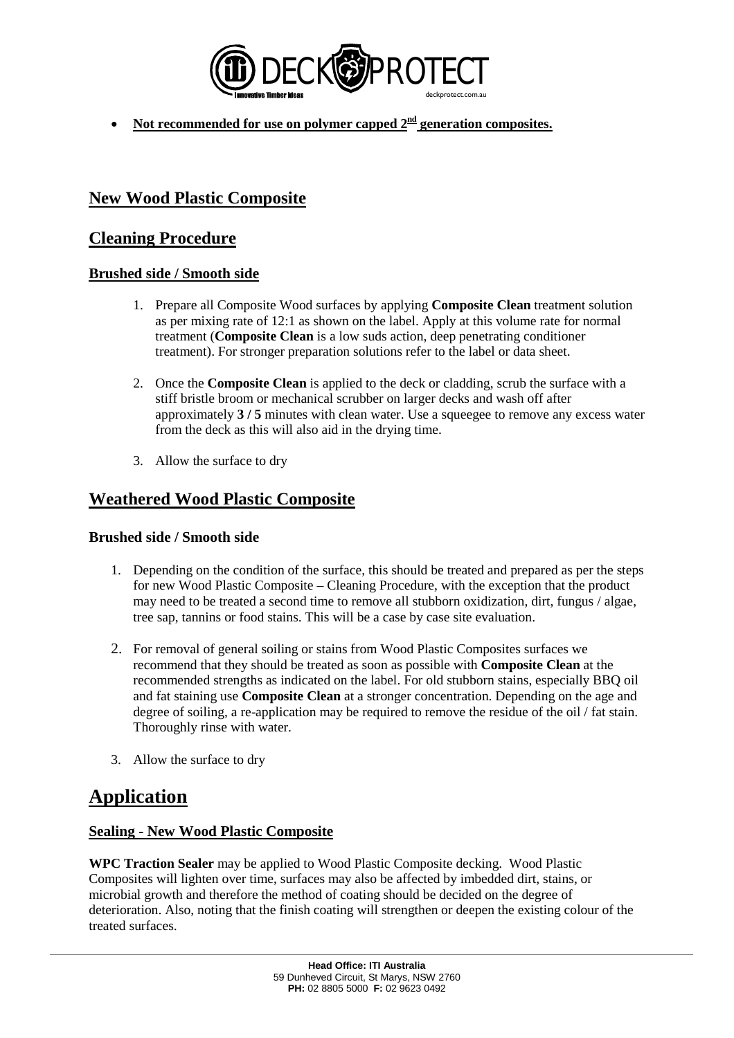- **Not recommended for use on polymer capped 2nd generation composites.**

## New Wood Plastic Composite

## Cleaning Procedure

### Brushed side / Smooth side

1. Prepare all Composite Wood surfaces by applying **Composite Clean** treatment solution as per mixing rate of 12:1 as shown on the label. Apply at this volume rate for normal treatment (**Composite Clean** is a low suds action, deep penetrating conditioner treatment). For stronger preparation solutions refer to the label or data sheet.

2. Once the **Composite Clean** is applied to the deck or cladding, scrub the surface with a stiff bristle broom or mechanical scrubber on larger decks and wash off after approximately **3 / 5** minutes with clean water. Use a squeegee to remove any excess water from the deck as this will also aid in the drying time.

3. Allow the surface to dry

## Weathered Wood Plastic Composite

### Brushed side / Smooth side

1. Depending on the condition of the surface, this should be treated and prepared as per the steps for new Wood Plastic Composite – Cleaning Procedure, with the exception that the product may need to be treated a second time to remove all stubborn oxidization, dirt, fungus / algae, tree sap, tannins or food stains. This will be a case by case site evaluation.

2. For removal of general soiling or stains from Wood Plastic Composites surfaces we recommend that they should be treated as soon as possible with **Composite Clean** at the recommended strengths as indicated on the label. For old stubborn stains, especially BBQ oil and fat staining use **Composite Clean** at a stronger concentration. Depending on the age and degree of soiling, a re-application may be required to remove the residue of the oil / fat stain. Thoroughly rinse with water.

3. Allow the surface to dry

# Application

### Sealing - New Wood Plastic Composite

**WPC Traction Sealer** may be applied to Wood Plastic Composite decking. Wood Plastic Composites will lighten over time, surfaces may also be affected by imbedded dirt, stains, or microbial growth and therefore the method of coating should be decided on the degree of deterioration. Also, noting that the finish coating will strengthen or deepen the existing colour of the treated surfaces.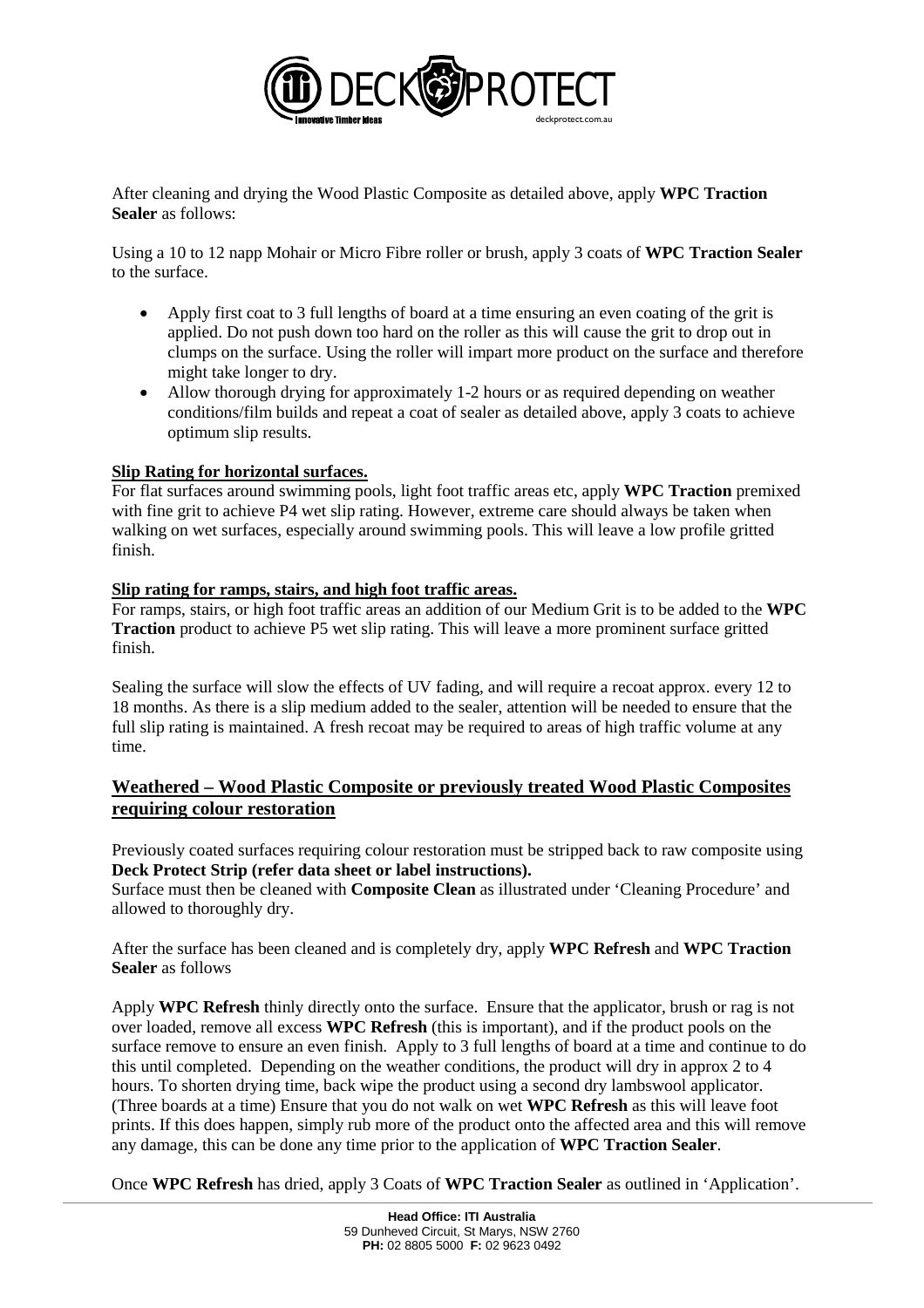After cleaning and drying the Wood Plastic Composite as detailed above, apply **WPC Traction Sealer** as follows:

Using a 10 to 12 napp Mohair or Micro Fibre roller or brush, apply 3 coats of **WPC Traction Sealer** to the surface.

- Apply first coat to 3 full lengths of board at a time ensuring an even coating of the grit is applied. Do not push down too hard on the roller as this will cause the grit to drop out in clumps on the surface. Using the roller will impart more product on the surface and therefore might take longer to dry.
- Allow thorough drying for approximately 1-2 hours or as required depending on weather conditions/film builds and repeat a coat of sealer as detailed above, apply 3 coats to achieve optimum slip results.

**Slip Rating for horizontal surfaces.**

For flat surfaces around swimming pools, light foot traffic areas etc, apply **WPC Traction** premixed with fine grit to achieve P4 wet slip rating. However, extreme care should always be taken when walking on wet surfaces, especially around swimming pools. This will leave a low profile gritted finish.

**Slip rating for ramps, stairs, and high foot traffic areas.**

For ramps, stairs, or high foot traffic areas an addition of our Medium Grit is to be added to the **WPC Traction** product to achieve P5 wet slip rating. This will leave a more prominent surface gritted finish.

Sealing the surface will slow the effects of UV fading, and will require a recoat approx. every 12 to 18 months. As there is a slip medium added to the sealer, attention will be needed to ensure that the full slip rating is maintained. A fresh recoat may be required to areas of high traffic volume at any time.

## Weathered – Wood Plastic Composite or previously treated Wood Plastic Composites requiring colour restoration

Previously coated surfaces requiring colour restoration must be stripped back to raw composite using **Deck Protect Strip (refer data sheet or label instructions).**
Surface must then be cleaned with **Composite Clean** as illustrated under 'Cleaning Procedure' and allowed to thoroughly dry.

After the surface has been cleaned and is completely dry, apply **WPC Refresh** and **WPC Traction Sealer** as follows

Apply **WPC Refresh** thinly directly onto the surface. Ensure that the applicator, brush or rag is not over loaded, remove all excess **WPC Refresh** (this is important), and if the product pools on the surface remove to ensure an even finish. Apply to 3 full lengths of board at a time and continue to do this until completed. Depending on the weather conditions, the product will dry in approx 2 to 4 hours. To shorten drying time, back wipe the product using a second dry lambswool applicator. (Three boards at a time) Ensure that you do not walk on wet **WPC Refresh** as this will leave foot prints. If this does happen, simply rub more of the product onto the affected area and this will remove any damage, this can be done any time prior to the application of **WPC Traction Sealer**.

Once **WPC Refresh** has dried, apply 3 Coats of **WPC Traction Sealer** as outlined in 'Application'.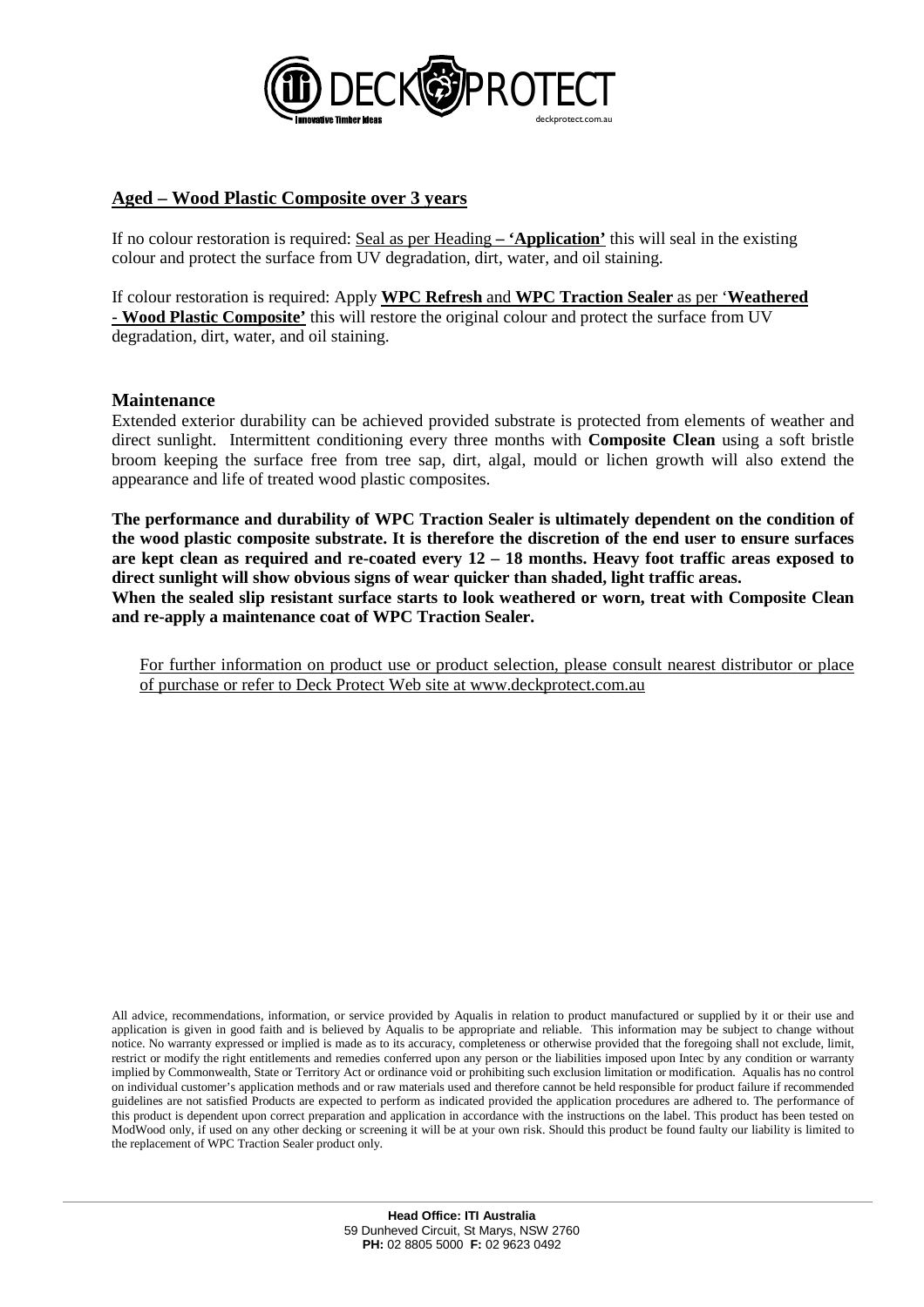## Aged – Wood Plastic Composite over 3 years

If no colour restoration is required: Seal as per Heading **– 'Application'** this will seal in the existing colour and protect the surface from UV degradation, dirt, water, and oil staining.

If colour restoration is required: Apply **WPC Refresh** and **WPC Traction Sealer** as per '**Weathered - Wood Plastic Composite'** this will restore the original colour and protect the surface from UV degradation, dirt, water, and oil staining.

## Maintenance

Extended exterior durability can be achieved provided substrate is protected from elements of weather and direct sunlight. Intermittent conditioning every three months with **Composite Clean** using a soft bristle broom keeping the surface free from tree sap, dirt, algal, mould or lichen growth will also extend the appearance and life of treated wood plastic composites.

**The performance and durability of WPC Traction Sealer is ultimately dependent on the condition of the wood plastic composite substrate. It is therefore the discretion of the end user to ensure surfaces are kept clean as required and re-coated every 12 – 18 months. Heavy foot traffic areas exposed to direct sunlight will show obvious signs of wear quicker than shaded, light traffic areas.**
**When the sealed slip resistant surface starts to look weathered or worn, treat with Composite Clean and re-apply a maintenance coat of WPC Traction Sealer.**

For further information on product use or product selection, please consult nearest distributor or place of purchase or refer to Deck Protect Web site at www.deckprotect.com.au

All advice, recommendations, information, or service provided by Aqualis in relation to product manufactured or supplied by it or their use and application is given in good faith and is believed by Aqualis to be appropriate and reliable. This information may be subject to change without notice. No warranty expressed or implied is made as to its accuracy, completeness or otherwise provided that the foregoing shall not exclude, limit, restrict or modify the right entitlements and remedies conferred upon any person or the liabilities imposed upon Intec by any condition or warranty implied by Commonwealth, State or Territory Act or ordinance void or prohibiting such exclusion limitation or modification. Aqualis has no control on individual customer's application methods and or raw materials used and therefore cannot be held responsible for product failure if recommended guidelines are not satisfied Products are expected to perform as indicated provided the application procedures are adhered to. The performance of this product is dependent upon correct preparation and application in accordance with the instructions on the label. This product has been tested on ModWood only, if used on any other decking or screening it will be at your own risk. Should this product be found faulty our liability is limited to the replacement of WPC Traction Sealer product only.